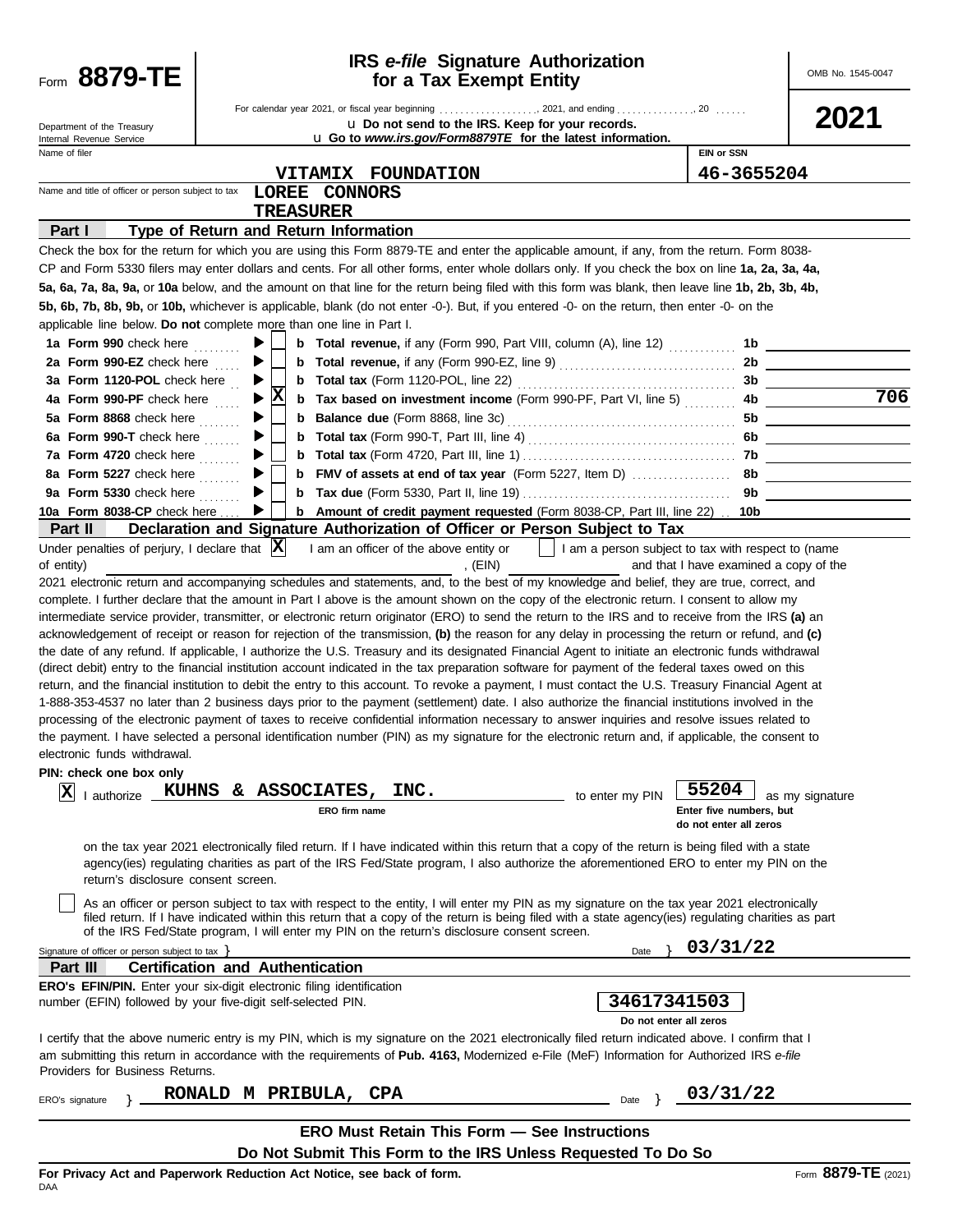Form **8879-TE**

Department of the Treasury
Internal Revenue Service

# IRS *e-file* Signature Authorization for a Tax Exempt Entity

For calendar year 2021, or fiscal year beginning . . . . . . . . . . . . . . . . . . ., 2021, and ending . . . . . . . . . . . . . . ., 20 . . . . . .

u **Do not send to the IRS. Keep for your records.**

u **Go to *www.irs.gov/Form8879TE* for the latest information.**

OMB No. 1545-0047

**2021**

Name of filer: **VITAMIX FOUNDATION**

EIN or SSN: **46-3655204**

Name and title of officer or person subject to tax: **LOREE CONNORS**
**TREASURER**

## Part I Type of Return and Return Information

Check the box for the return for which you are using this Form 8879-TE and enter the applicable amount, if any, from the return. Form 8038-CP and Form 5330 filers may enter dollars and cents. For all other forms, enter whole dollars only. If you check the box on line **1a, 2a, 3a, 4a, 5a, 6a, 7a, 8a, 9a,** or **10a** below, and the amount on that line for the return being filed with this form was blank, then leave line **1b, 2b, 3b, 4b, 5b, 6b, 7b, 8b, 9b,** or **10b,** whichever is applicable, blank (do not enter -0-). But, if you entered -0- on the return, then enter -0- on the applicable line below. **Do not** complete more than one line in Part I.

| Line | Check | | Description | Line | Amount |
|---|---|---|---|---|---|
| **1a Form 990** check here | ☐ | **b** | **Total revenue,** if any (Form 990, Part VIII, column (A), line 12) | **1b** | |
| **2a Form 990-EZ** check here | ☐ | **b** | **Total revenue,** if any (Form 990-EZ, line 9) | **2b** | |
| **3a Form 1120-POL** check here | ☐ | **b** | **Total tax** (Form 1120-POL, line 22) | **3b** | |
| **4a Form 990-PF** check here | ☒ | **b** | **Tax based on investment income** (Form 990-PF, Part VI, line 5) | **4b** | 706 |
| **5a Form 8868** check here | ☐ | **b** | **Balance due** (Form 8868, line 3c) | **5b** | |
| **6a Form 990-T** check here | ☐ | **b** | **Total tax** (Form 990-T, Part III, line 4) | **6b** | |
| **7a Form 4720** check here | ☐ | **b** | **Total tax** (Form 4720, Part III, line 1) | **7b** | |
| **8a Form 5227** check here | ☐ | **b** | **FMV of assets at end of tax year** (Form 5227, Item D) | **8b** | |
| **9a Form 5330** check here | ☐ | **b** | **Tax due** (Form 5330, Part II, line 19) | **9b** | |
| **10a Form 8038-CP** check here | ☐ | **b** | **Amount of credit payment requested** (Form 8038-CP, Part III, line 22) | **10b** | |

## Part II Declaration and Signature Authorization of Officer or Person Subject to Tax

Under penalties of perjury, I declare that ☒ I am an officer of the above entity or ☐ I am a person subject to tax with respect to (name of entity) ________________, (EIN) ________________ and that I have examined a copy of the 2021 electronic return and accompanying schedules and statements, and, to the best of my knowledge and belief, they are true, correct, and complete. I further declare that the amount in Part I above is the amount shown on the copy of the electronic return. I consent to allow my intermediate service provider, transmitter, or electronic return originator (ERO) to send the return to the IRS and to receive from the IRS **(a)** an acknowledgement of receipt or reason for rejection of the transmission, **(b)** the reason for any delay in processing the return or refund, and **(c)** the date of any refund. If applicable, I authorize the U.S. Treasury and its designated Financial Agent to initiate an electronic funds withdrawal (direct debit) entry to the financial institution account indicated in the tax preparation software for payment of the federal taxes owed on this return, and the financial institution to debit the entry to this account. To revoke a payment, I must contact the U.S. Treasury Financial Agent at 1-888-353-4537 no later than 2 business days prior to the payment (settlement) date. I also authorize the financial institutions involved in the processing of the electronic payment of taxes to receive confidential information necessary to answer inquiries and resolve issues related to the payment. I have selected a personal identification number (PIN) as my signature for the electronic return and, if applicable, the consent to electronic funds withdrawal.

**PIN: check one box only**

☒ I authorize **KUHNS & ASSOCIATES, INC.** (ERO firm name) to enter my PIN **55204** (Enter five numbers, but do not enter all zeros) as my signature on the tax year 2021 electronically filed return. If I have indicated within this return that a copy of the return is being filed with a state agency(ies) regulating charities as part of the IRS Fed/State program, I also authorize the aforementioned ERO to enter my PIN on the return's disclosure consent screen.

☐ As an officer or person subject to tax with respect to the entity, I will enter my PIN as my signature on the tax year 2021 electronically filed return. If I have indicated within this return that a copy of the return is being filed with a state agency(ies) regulating charities as part of the IRS Fed/State program, I will enter my PIN on the return's disclosure consent screen.

Signature of officer or person subject to tax } ________________ Date } **03/31/22**

## Part III Certification and Authentication

**ERO's EFIN/PIN.** Enter your six-digit electronic filing identification number (EFIN) followed by your five-digit self-selected PIN. **34617341503** (Do not enter all zeros)

I certify that the above numeric entry is my PIN, which is my signature on the 2021 electronically filed return indicated above. I confirm that I am submitting this return in accordance with the requirements of **Pub. 4163,** Modernized e-File (MeF) Information for Authorized IRS *e-file* Providers for Business Returns.

ERO's signature } **RONALD M PRIBULA, CPA** Date } **03/31/22**

**ERO Must Retain This Form — See Instructions**

**Do Not Submit This Form to the IRS Unless Requested To Do So**

**For Privacy Act and Paperwork Reduction Act Notice, see back of form.**

DAA

Form **8879-TE** (2021)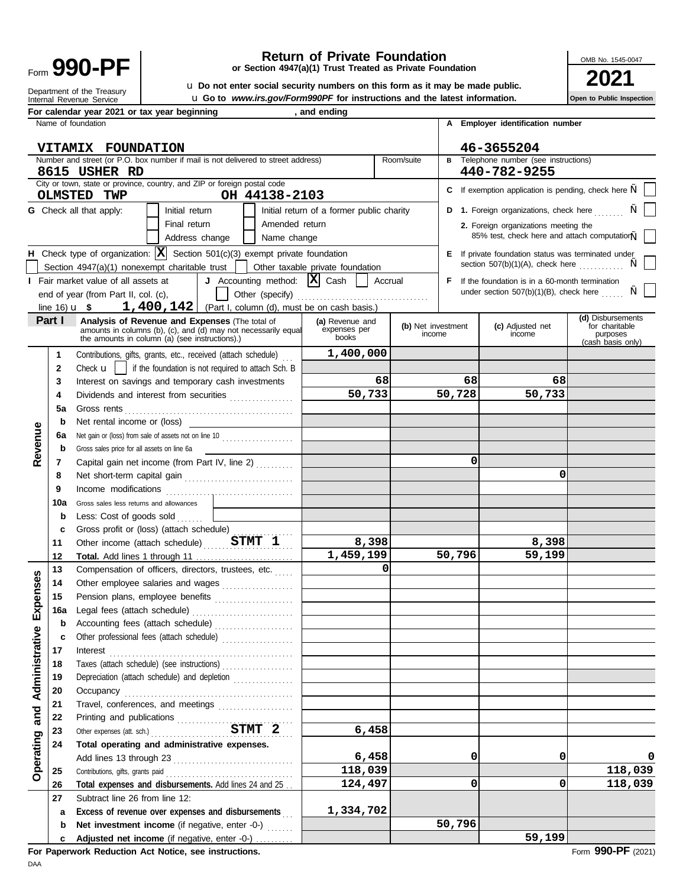Form **990-PF**

Department of the Treasury
Internal Revenue Service

# Return of Private Foundation

**or Section 4947(a)(1) Trust Treated as Private Foundation**

u **Do not enter social security numbers on this form as it may be made public.**

u **Go to *www.irs.gov/Form990PF* for instructions and the latest information.**

OMB No. 1545-0047

**2021**

**Open to Public Inspection**

**For calendar year 2021 or tax year beginning , and ending**

Name of foundation: **VITAMIX FOUNDATION**

**A** Employer identification number: **46-3655204**

Number and street (or P.O. box number if mail is not delivered to street address): **8615 USHER RD** — Room/suite:

**B** Telephone number (see instructions): **440-782-9255**

City or town, state or province, country, and ZIP or foreign postal code: **OLMSTED TWP OH 44138-2103**

**C** If exemption application is pending, check here Ñ [ ]

**G** Check all that apply: [ ] Initial return [ ] Initial return of a former public charity [ ] Final return [ ] Amended return [ ] Address change [ ] Name change

**D 1.** Foreign organizations, check here Ñ [ ]

**2.** Foreign organizations meeting the 85% test, check here and attach computation Ñ [ ]

**H** Check type of organization: [X] Section 501(c)(3) exempt private foundation [ ] Section 4947(a)(1) nonexempt charitable trust [ ] Other taxable private foundation

**E** If private foundation status was terminated under section 507(b)(1)(A), check here Ñ [ ]

**I** Fair market value of all assets at end of year (from Part II, col. (c), line 16) u $ **1,400,142**

**J** Accounting method: [X] Cash [ ] Accrual [ ] Other (specify) (Part I, column (d), must be on cash basis.)

**F** If the foundation is in a 60-month termination under section 507(b)(1)(B), check here Ñ [ ]

## Part I — Analysis of Revenue and Expenses

(The total of amounts in columns (b), (c), and (d) may not necessarily equal the amounts in column (a) (see instructions).)

| | | | (a) Revenue and expenses per books | (b) Net investment income | (c) Adjusted net income | (d) Disbursements for charitable purposes (cash basis only) |
|---|---|---|---|---|---|---|
| Revenue | 1 | Contributions, gifts, grants, etc., received (attach schedule) | 1,400,000 | | | |
| | 2 | Check u [ ] if the foundation is not required to attach Sch. B | | | | |
| | 3 | Interest on savings and temporary cash investments | 68 | 68 | 68 | |
| | 4 | Dividends and interest from securities | 50,733 | 50,728 | 50,733 | |
| | 5a | Gross rents | | | | |
| | b | Net rental income or (loss) | | | | |
| | 6a | Net gain or (loss) from sale of assets not on line 10 | | | | |
| | b | Gross sales price for all assets on line 6a | | | | |
| | 7 | Capital gain net income (from Part IV, line 2) | | 0 | | |
| | 8 | Net short-term capital gain | | | 0 | |
| | 9 | Income modifications | | | | |
| | 10a | Gross sales less returns and allowances | | | | |
| | b | Less: Cost of goods sold | | | | |
| | c | Gross profit or (loss) (attach schedule) | | | | |
| | 11 | Other income (attach schedule) STMT 1 | 8,398 | | 8,398 | |
| | 12 | **Total.** Add lines 1 through 11 | 1,459,199 | 50,796 | 59,199 | |
| Operating and Administrative Expenses | 13 | Compensation of officers, directors, trustees, etc. | 0 | | | |
| | 14 | Other employee salaries and wages | | | | |
| | 15 | Pension plans, employee benefits | | | | |
| | 16a | Legal fees (attach schedule) | | | | |
| | b | Accounting fees (attach schedule) | | | | |
| | c | Other professional fees (attach schedule) | | | | |
| | 17 | Interest | | | | |
| | 18 | Taxes (attach schedule) (see instructions) | | | | |
| | 19 | Depreciation (attach schedule) and depletion | | | | |
| | 20 | Occupancy | | | | |
| | 21 | Travel, conferences, and meetings | | | | |
| | 22 | Printing and publications | | | | |
| | 23 | Other expenses (att. sch.) STMT 2 | 6,458 | | | |
| | 24 | **Total operating and administrative expenses.** Add lines 13 through 23 | 6,458 | 0 | 0 | 0 |
| | 25 | Contributions, gifts, grants paid | 118,039 | | | 118,039 |
| | 26 | **Total expenses and disbursements.** Add lines 24 and 25 | 124,497 | 0 | 0 | 118,039 |
| | 27 | Subtract line 26 from line 12: | | | | |
| | a | **Excess of revenue over expenses and disbursements** | 1,334,702 | | | |
| | b | **Net investment income** (if negative, enter -0-) | | 50,796 | | |
| | c | **Adjusted net income** (if negative, enter -0-) | | | 59,199 | |

**For Paperwork Reduction Act Notice, see instructions.**

DAA — Form **990-PF** (2021)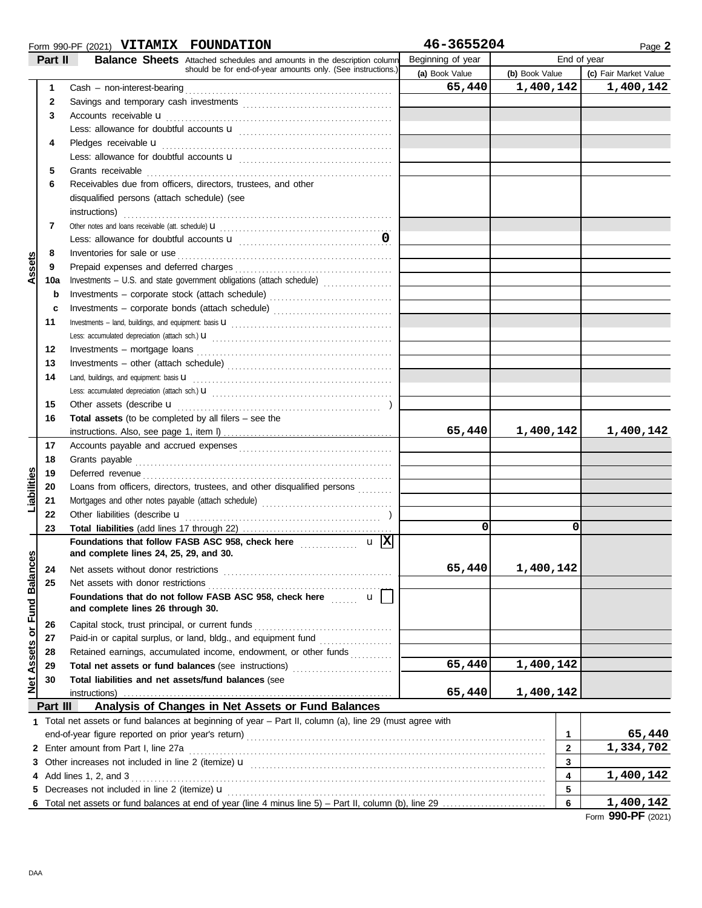Form 990-PF (2021) **VITAMIX FOUNDATION** **46-3655204** Page **2**

## Part II Balance Sheets

Attached schedules and amounts in the description column should be for end-of-year amounts only. (See instructions.)

| | Line | Description | Beginning of year (a) Book Value | End of year (b) Book Value | End of year (c) Fair Market Value |
|---|---|---|---|---|---|
| Assets | 1 | Cash – non-interest-bearing | 65,440 | 1,400,142 | 1,400,142 |
| | 2 | Savings and temporary cash investments | | | |
| | 3 | Accounts receivable u | | | |
| | | Less: allowance for doubtful accounts u | | | |
| | 4 | Pledges receivable u | | | |
| | | Less: allowance for doubtful accounts u | | | |
| | 5 | Grants receivable | | | |
| | 6 | Receivables due from officers, directors, trustees, and other disqualified persons (attach schedule) (see instructions) | | | |
| | 7 | Other notes and loans receivable (att. schedule) u | | | |
| | | Less: allowance for doubtful accounts u 0 | | | |
| | 8 | Inventories for sale or use | | | |
| | 9 | Prepaid expenses and deferred charges | | | |
| | 10a | Investments – U.S. and state government obligations (attach schedule) | | | |
| | b | Investments – corporate stock (attach schedule) | | | |
| | c | Investments – corporate bonds (attach schedule) | | | |
| | 11 | Investments – land, buildings, and equipment: basis u | | | |
| | | Less: accumulated depreciation (attach sch.) u | | | |
| | 12 | Investments – mortgage loans | | | |
| | 13 | Investments – other (attach schedule) | | | |
| | 14 | Land, buildings, and equipment: basis u | | | |
| | | Less: accumulated depreciation (attach sch.) u | | | |
| | 15 | Other assets (describe u ) | | | |
| | 16 | **Total assets** (to be completed by all filers – see the instructions. Also, see page 1, item I) | 65,440 | 1,400,142 | 1,400,142 |
| Liabilities | 17 | Accounts payable and accrued expenses | | | |
| | 18 | Grants payable | | | |
| | 19 | Deferred revenue | | | |
| | 20 | Loans from officers, directors, trustees, and other disqualified persons | | | |
| | 21 | Mortgages and other notes payable (attach schedule) | | | |
| | 22 | Other liabilities (describe u ) | | | |
| | 23 | **Total liabilities** (add lines 17 through 22) | 0 | 0 | |
| Net Assets or Fund Balances | | **Foundations that follow FASB ASC 958, check here** u [X] **and complete lines 24, 25, 29, and 30.** | | | |
| | 24 | Net assets without donor restrictions | 65,440 | 1,400,142 | |
| | 25 | Net assets with donor restrictions | | | |
| | | **Foundations that do not follow FASB ASC 958, check here** u [ ] **and complete lines 26 through 30.** | | | |
| | 26 | Capital stock, trust principal, or current funds | | | |
| | 27 | Paid-in or capital surplus, or land, bldg., and equipment fund | | | |
| | 28 | Retained earnings, accumulated income, endowment, or other funds | | | |
| | 29 | **Total net assets or fund balances** (see instructions) | 65,440 | 1,400,142 | |
| | 30 | **Total liabilities and net assets/fund balances** (see instructions) | 65,440 | 1,400,142 | |

## Part III Analysis of Changes in Net Assets or Fund Balances

| Line | Description | | Amount |
|---|---|---|---|
| 1 | Total net assets or fund balances at beginning of year – Part II, column (a), line 29 (must agree with end-of-year figure reported on prior year's return) | 1 | 65,440 |
| 2 | Enter amount from Part I, line 27a | 2 | 1,334,702 |
| 3 | Other increases not included in line 2 (itemize) u | 3 | |
| 4 | Add lines 1, 2, and 3 | 4 | 1,400,142 |
| 5 | Decreases not included in line 2 (itemize) u | 5 | |
| 6 | Total net assets or fund balances at end of year (line 4 minus line 5) – Part II, column (b), line 29 | 6 | 1,400,142 |

Form **990-PF** (2021)

DAA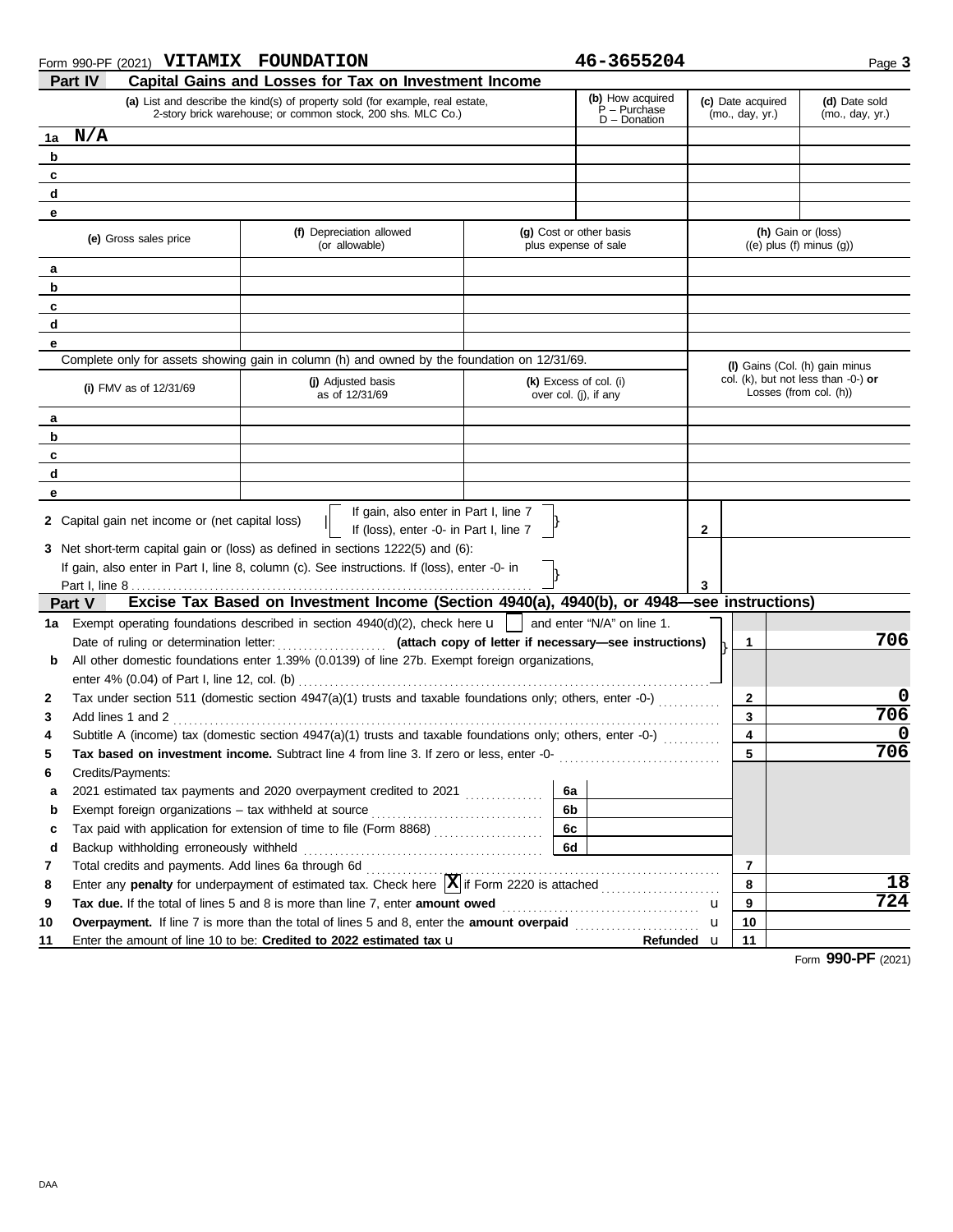Form 990-PF (2021) **VITAMIX FOUNDATION** **46-3655204** Page **3**

## Part IV Capital Gains and Losses for Tax on Investment Income

| | (a) List and describe the kind(s) of property sold (for example, real estate, 2-story brick warehouse; or common stock, 200 shs. MLC Co.) | (b) How acquired P – Purchase D – Donation | (c) Date acquired (mo., day, yr.) | (d) Date sold (mo., day, yr.) |
|---|---|---|---|---|
| 1a | N/A | | | |
| b | | | | |
| c | | | | |
| d | | | | |
| e | | | | |

| | (e) Gross sales price | (f) Depreciation allowed (or allowable) | (g) Cost or other basis plus expense of sale | (h) Gain or (loss) ((e) plus (f) minus (g)) |
|---|---|---|---|---|
| a | | | | |
| b | | | | |
| c | | | | |
| d | | | | |
| e | | | | |

Complete only for assets showing gain in column (h) and owned by the foundation on 12/31/69.

| | (i) FMV as of 12/31/69 | (j) Adjusted basis as of 12/31/69 | (k) Excess of col. (i) over col. (j), if any | (l) Gains (Col. (h) gain minus col. (k), but not less than -0-) **or** Losses (from col. (h)) |
|---|---|---|---|---|
| a | | | | |
| b | | | | |
| c | | | | |
| d | | | | |
| e | | | | |

**2** Capital gain net income or (net capital loss) — If gain, also enter in Part I, line 7; If (loss), enter -0- in Part I, line 7 ... **2**

**3** Net short-term capital gain or (loss) as defined in sections 1222(5) and (6): If gain, also enter in Part I, line 8, column (c). See instructions. If (loss), enter -0- in Part I, line 8 ... **3**

## Part V Excise Tax Based on Investment Income (Section 4940(a), 4940(b), or 4948—see instructions)

| | | | |
|---|---|---|---|
| 1a | Exempt operating foundations described in section 4940(d)(2), check here ☐ and enter "N/A" on line 1. Date of ruling or determination letter: ........ **(attach copy of letter if necessary—see instructions)** | 1 | 706 |
| b | All other domestic foundations enter 1.39% (0.0139) of line 27b. Exempt foreign organizations, enter 4% (0.04) of Part I, line 12, col. (b) | | |
| 2 | Tax under section 511 (domestic section 4947(a)(1) trusts and taxable foundations only; others, enter -0-) | 2 | 0 |
| 3 | Add lines 1 and 2 | 3 | 706 |
| 4 | Subtitle A (income) tax (domestic section 4947(a)(1) trusts and taxable foundations only; others, enter -0-) | 4 | 0 |
| 5 | **Tax based on investment income.** Subtract line 4 from line 3. If zero or less, enter -0- | 5 | 706 |
| 6 | Credits/Payments: | | |
| a | 2021 estimated tax payments and 2020 overpayment credited to 2021 ... 6a | | |
| b | Exempt foreign organizations – tax withheld at source ... 6b | | |
| c | Tax paid with application for extension of time to file (Form 8868) ... 6c | | |
| d | Backup withholding erroneously withheld ... 6d | | |
| 7 | Total credits and payments. Add lines 6a through 6d | 7 | |
| 8 | Enter any **penalty** for underpayment of estimated tax. Check here ☒ if Form 2220 is attached | 8 | 18 |
| 9 | **Tax due.** If the total of lines 5 and 8 is more than line 7, enter **amount owed** | 9 | 724 |
| 10 | **Overpayment.** If line 7 is more than the total of lines 5 and 8, enter the **amount overpaid** | 10 | |
| 11 | Enter the amount of line 10 to be: **Credited to 2022 estimated tax** ... **Refunded** | 11 | |

Form **990-PF** (2021)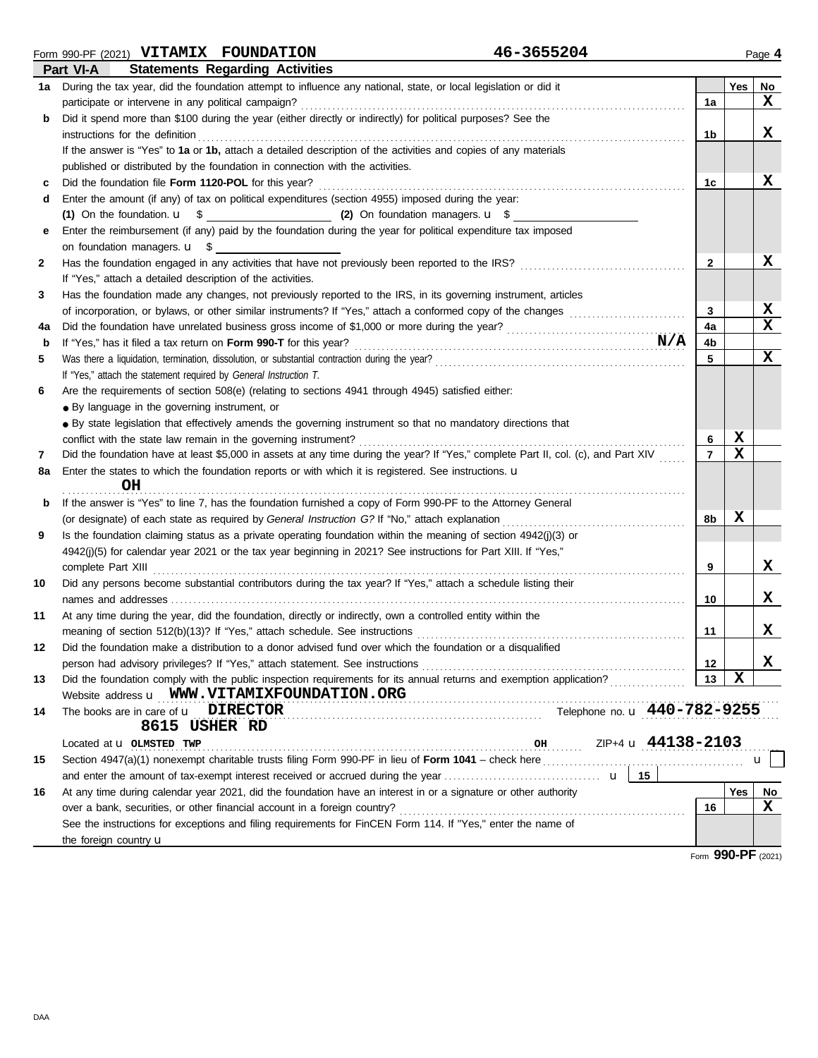Form 990-PF (2021) **VITAMIX FOUNDATION** **46-3655204** Page **4**

## Part VI-A Statements Regarding Activities

| | | | Yes | No |
|---|---|---|---|---|
| **1a** | During the tax year, did the foundation attempt to influence any national, state, or local legislation or did it participate or intervene in any political campaign? | 1a | | X |
| **b** | Did it spend more than $100 during the year (either directly or indirectly) for political purposes? See the instructions for the definition | 1b | | X |
| | If the answer is "Yes" to **1a** or **1b,** attach a detailed description of the activities and copies of any materials published or distributed by the foundation in connection with the activities. | | | |
| **c** | Did the foundation file **Form 1120-POL** for this year? | 1c | | X |
| **d** | Enter the amount (if any) of tax on political expenditures (section 4955) imposed during the year: **(1)** On the foundation. $ ______ **(2)** On foundation managers. $ ______ | | | |
| **e** | Enter the reimbursement (if any) paid by the foundation during the year for political expenditure tax imposed on foundation managers. $ ______ | | | |
| **2** | Has the foundation engaged in any activities that have not previously been reported to the IRS? If "Yes," attach a detailed description of the activities. | 2 | | X |
| **3** | Has the foundation made any changes, not previously reported to the IRS, in its governing instrument, articles of incorporation, or bylaws, or other similar instruments? If "Yes," attach a conformed copy of the changes | 3 | | X |
| **4a** | Did the foundation have unrelated business gross income of $1,000 or more during the year? | 4a | | X |
| **b** | If "Yes," has it filed a tax return on **Form 990-T** for this year? **N/A** | 4b | | |
| **5** | Was there a liquidation, termination, dissolution, or substantial contraction during the year? If "Yes," attach the statement required by *General Instruction T.* | 5 | | X |
| **6** | Are the requirements of section 508(e) (relating to sections 4941 through 4945) satisfied either: ● By language in the governing instrument, or ● By state legislation that effectively amends the governing instrument so that no mandatory directions that conflict with the state law remain in the governing instrument? | 6 | X | |
| **7** | Did the foundation have at least $5,000 in assets at any time during the year? If "Yes," complete Part II, col. (c), and Part XIV | 7 | X | |
| **8a** | Enter the states to which the foundation reports or with which it is registered. See instructions. **OH** | | | |
| **b** | If the answer is "Yes" to line 7, has the foundation furnished a copy of Form 990-PF to the Attorney General (or designate) of each state as required by *General Instruction G?* If "No," attach explanation | 8b | X | |
| **9** | Is the foundation claiming status as a private operating foundation within the meaning of section 4942(j)(3) or 4942(j)(5) for calendar year 2021 or the tax year beginning in 2021? See instructions for Part XIII. If "Yes," complete Part XIII | 9 | | X |
| **10** | Did any persons become substantial contributors during the tax year? If "Yes," attach a schedule listing their names and addresses | 10 | | X |
| **11** | At any time during the year, did the foundation, directly or indirectly, own a controlled entity within the meaning of section 512(b)(13)? If "Yes," attach schedule. See instructions | 11 | | X |
| **12** | Did the foundation make a distribution to a donor advised fund over which the foundation or a disqualified person had advisory privileges? If "Yes," attach statement. See instructions | 12 | | X |
| **13** | Did the foundation comply with the public inspection requirements for its annual returns and exemption application? | 13 | X | |

Website address **WWW.VITAMIXFOUNDATION.ORG**

**14** The books are in care of **DIRECTOR** Telephone no. **440-782-9255**

**8615 USHER RD**

Located at **OLMSTED TWP** **OH** ZIP+4 **44138-2103**

**15** Section 4947(a)(1) nonexempt charitable trusts filing Form 990-PF in lieu of **Form 1041** – check here ☐ and enter the amount of tax-exempt interest received or accrued during the year | 15 |

| | | | Yes | No |
|---|---|---|---|---|
| **16** | At any time during calendar year 2021, did the foundation have an interest in or a signature or other authority over a bank, securities, or other financial account in a foreign country? See the instructions for exceptions and filing requirements for FinCEN Form 114. If "Yes," enter the name of the foreign country | 16 | | X |

Form **990-PF** (2021)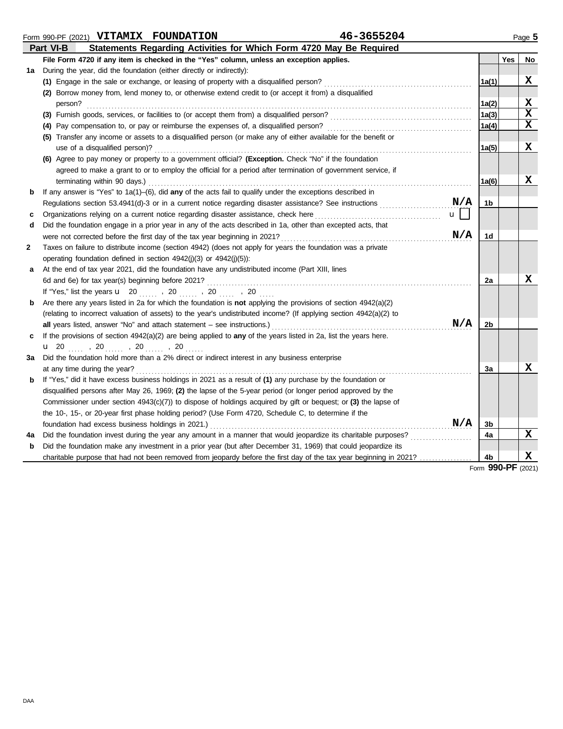Form 990-PF (2021) **VITAMIX FOUNDATION** **46-3655204** Page **5**

## Part VI-B Statements Regarding Activities for Which Form 4720 May Be Required

| | | | Yes | No |
|---|---|---|---|---|
| | **File Form 4720 if any item is checked in the "Yes" column, unless an exception applies.** | | | |
| **1a** | During the year, did the foundation (either directly or indirectly): | | | |
| | **(1)** Engage in the sale or exchange, or leasing of property with a disqualified person? | **1a(1)** | | **X** |
| | **(2)** Borrow money from, lend money to, or otherwise extend credit to (or accept it from) a disqualified person? | **1a(2)** | | **X** |
| | **(3)** Furnish goods, services, or facilities to (or accept them from) a disqualified person? | **1a(3)** | | **X** |
| | **(4)** Pay compensation to, or pay or reimburse the expenses of, a disqualified person? | **1a(4)** | | **X** |
| | **(5)** Transfer any income or assets to a disqualified person (or make any of either available for the benefit or use of a disqualified person)? | **1a(5)** | | **X** |
| | **(6)** Agree to pay money or property to a government official? **(Exception.** Check "No" if the foundation agreed to make a grant to or to employ the official for a period after termination of government service, if terminating within 90 days.) | **1a(6)** | | **X** |
| **b** | If any answer is "Yes" to 1a(1)–(6), did **any** of the acts fail to qualify under the exceptions described in Regulations section 53.4941(d)-3 or in a current notice regarding disaster assistance? See instructions **N/A** | **1b** | | |
| **c** | Organizations relying on a current notice regarding disaster assistance, check here u ☐ | | | |
| **d** | Did the foundation engage in a prior year in any of the acts described in 1a, other than excepted acts, that were not corrected before the first day of the tax year beginning in 2021? **N/A** | **1d** | | |
| **2** | Taxes on failure to distribute income (section 4942) (does not apply for years the foundation was a private operating foundation defined in section 4942(j)(3) or 4942(j)(5)): | | | |
| **a** | At the end of tax year 2021, did the foundation have any undistributed income (Part XIII, lines 6d and 6e) for tax year(s) beginning before 2021? | **2a** | | **X** |
| | If "Yes," list the years u 20 ..... , 20 ..... , 20 ..... , 20 ..... | | | |
| **b** | Are there any years listed in 2a for which the foundation is **not** applying the provisions of section 4942(a)(2) (relating to incorrect valuation of assets) to the year's undistributed income? (If applying section 4942(a)(2) to **all** years listed, answer "No" and attach statement – see instructions.) **N/A** | **2b** | | |
| **c** | If the provisions of section 4942(a)(2) are being applied to **any** of the years listed in 2a, list the years here. u 20 ..... , 20 ..... , 20 ..... , 20 ..... | | | |
| **3a** | Did the foundation hold more than a 2% direct or indirect interest in any business enterprise at any time during the year? | **3a** | | **X** |
| **b** | If "Yes," did it have excess business holdings in 2021 as a result of **(1)** any purchase by the foundation or disqualified persons after May 26, 1969; **(2)** the lapse of the 5-year period (or longer period approved by the Commissioner under section 4943(c)(7)) to dispose of holdings acquired by gift or bequest; or **(3)** the lapse of the 10-, 15-, or 20-year first phase holding period? (Use Form 4720, Schedule C, to determine if the foundation had excess business holdings in 2021.) **N/A** | **3b** | | |
| **4a** | Did the foundation invest during the year any amount in a manner that would jeopardize its charitable purposes? | **4a** | | **X** |
| **b** | Did the foundation make any investment in a prior year (but after December 31, 1969) that could jeopardize its charitable purpose that had not been removed from jeopardy before the first day of the tax year beginning in 2021? | **4b** | | **X** |

Form **990-PF** (2021)

DAA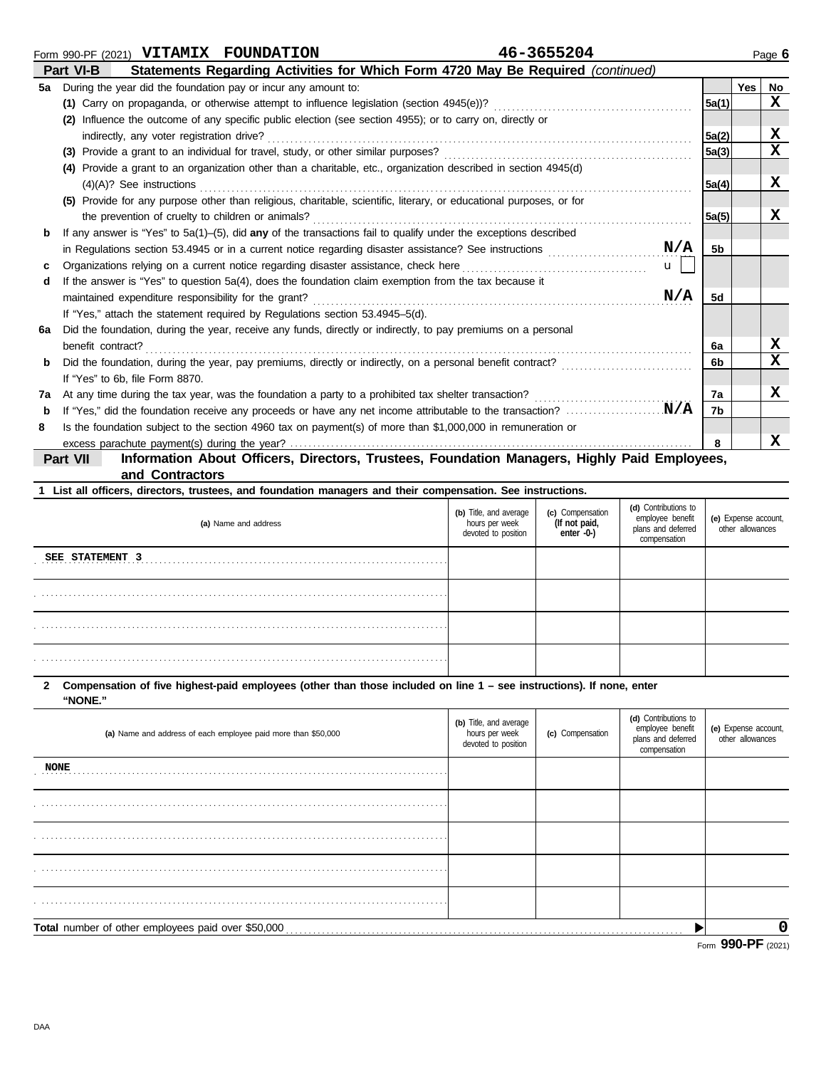Form 990-PF (2021) **VITAMIX FOUNDATION** **46-3655204** Page **6**

## Part VI-B Statements Regarding Activities for Which Form 4720 May Be Required *(continued)*

| | | | Yes | No |
|---|---|---|---|---|
| **5a** | During the year did the foundation pay or incur any amount to: | | | |
| | **(1)** Carry on propaganda, or otherwise attempt to influence legislation (section 4945(e))? | 5a(1) | | X |
| | **(2)** Influence the outcome of any specific public election (see section 4955); or to carry on, directly or indirectly, any voter registration drive? | 5a(2) | | X |
| | **(3)** Provide a grant to an individual for travel, study, or other similar purposes? | 5a(3) | | X |
| | **(4)** Provide a grant to an organization other than a charitable, etc., organization described in section 4945(d)(4)(A)? See instructions | 5a(4) | | X |
| | **(5)** Provide for any purpose other than religious, charitable, scientific, literary, or educational purposes, or for the prevention of cruelty to children or animals? | 5a(5) | | X |
| **b** | If any answer is "Yes" to 5a(1)–(5), did **any** of the transactions fail to qualify under the exceptions described in Regulations section 53.4945 or in a current notice regarding disaster assistance? See instructions **N/A** | 5b | | |
| **c** | Organizations relying on a current notice regarding disaster assistance, check here u ☐ | | | |
| **d** | If the answer is "Yes" to question 5a(4), does the foundation claim exemption from the tax because it maintained expenditure responsibility for the grant? **N/A** | 5d | | |
| | If "Yes," attach the statement required by Regulations section 53.4945–5(d). | | | |
| **6a** | Did the foundation, during the year, receive any funds, directly or indirectly, to pay premiums on a personal benefit contract? | 6a | | X |
| **b** | Did the foundation, during the year, pay premiums, directly or indirectly, on a personal benefit contract? | 6b | | X |
| | If "Yes" to 6b, file Form 8870. | | | |
| **7a** | At any time during the tax year, was the foundation a party to a prohibited tax shelter transaction? | 7a | | X |
| **b** | If "Yes," did the foundation receive any proceeds or have any net income attributable to the transaction? **N/A** | 7b | | |
| **8** | Is the foundation subject to the section 4960 tax on payment(s) of more than $1,000,000 in remuneration or excess parachute payment(s) during the year? | 8 | | X |

## Part VII Information About Officers, Directors, Trustees, Foundation Managers, Highly Paid Employees, and Contractors

**1 List all officers, directors, trustees, and foundation managers and their compensation. See instructions.**

| (a) Name and address | (b) Title, and average hours per week devoted to position | (c) Compensation (If not paid, enter -0-) | (d) Contributions to employee benefit plans and deferred compensation | (e) Expense account, other allowances |
|---|---|---|---|---|
| SEE STATEMENT 3 | | | | |
| | | | | |
| | | | | |
| | | | | |

**2 Compensation of five highest-paid employees (other than those included on line 1 – see instructions). If none, enter "NONE."**

| (a) Name and address of each employee paid more than $50,000 | (b) Title, and average hours per week devoted to position | (c) Compensation | (d) Contributions to employee benefit plans and deferred compensation | (e) Expense account, other allowances |
|---|---|---|---|---|
| NONE | | | | |
| | | | | |
| | | | | |
| | | | | |
| | | | | |

**Total** number of other employees paid over $50,000 ▶ **0**

Form **990-PF** (2021)

DAA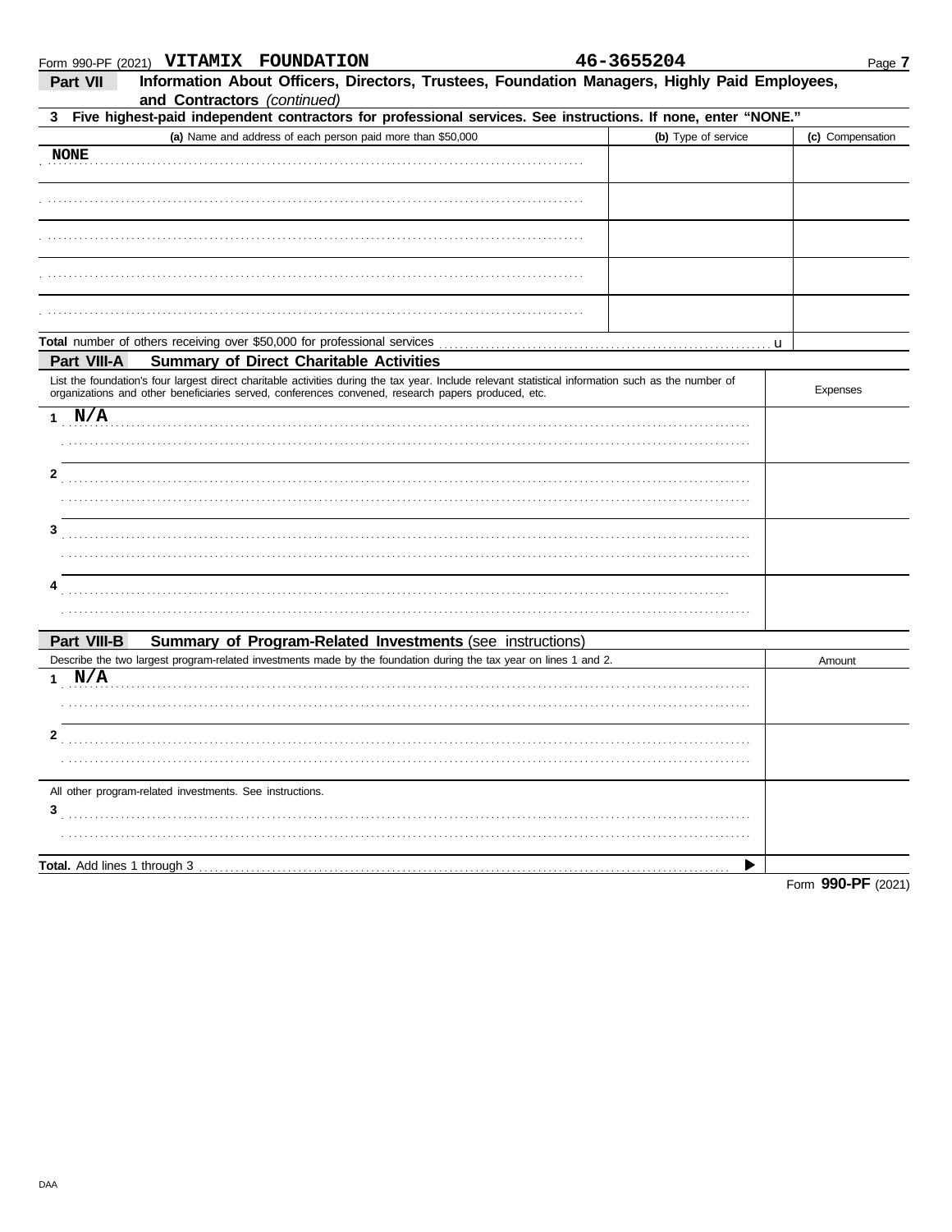Form 990-PF (2021) **VITAMIX FOUNDATION** **46-3655204** Page **7**

## Part VII Information About Officers, Directors, Trustees, Foundation Managers, Highly Paid Employees, and Contractors *(continued)*

**3 Five highest-paid independent contractors for professional services. See instructions. If none, enter "NONE."**

| (a) Name and address of each person paid more than $50,000 | (b) Type of service | (c) Compensation |
|---|---|---|
| NONE | | |
| | | |
| | | |
| | | |
| | | |

**Total** number of others receiving over $50,000 for professional services ▶

## Part VIII-A Summary of Direct Charitable Activities

| List the foundation's four largest direct charitable activities during the tax year. Include relevant statistical information such as the number of organizations and other beneficiaries served, conferences convened, research papers produced, etc. | Expenses |
|---|---|
| 1 N/A | |
| 2 | |
| 3 | |
| 4 | |

## Part VIII-B Summary of Program-Related Investments (see instructions)

| Describe the two largest program-related investments made by the foundation during the tax year on lines 1 and 2. | Amount |
|---|---|
| 1 N/A | |
| 2 | |
| All other program-related investments. See instructions. | |
| 3 | |
| **Total.** Add lines 1 through 3 ▶ | |

Form **990-PF** (2021)

DAA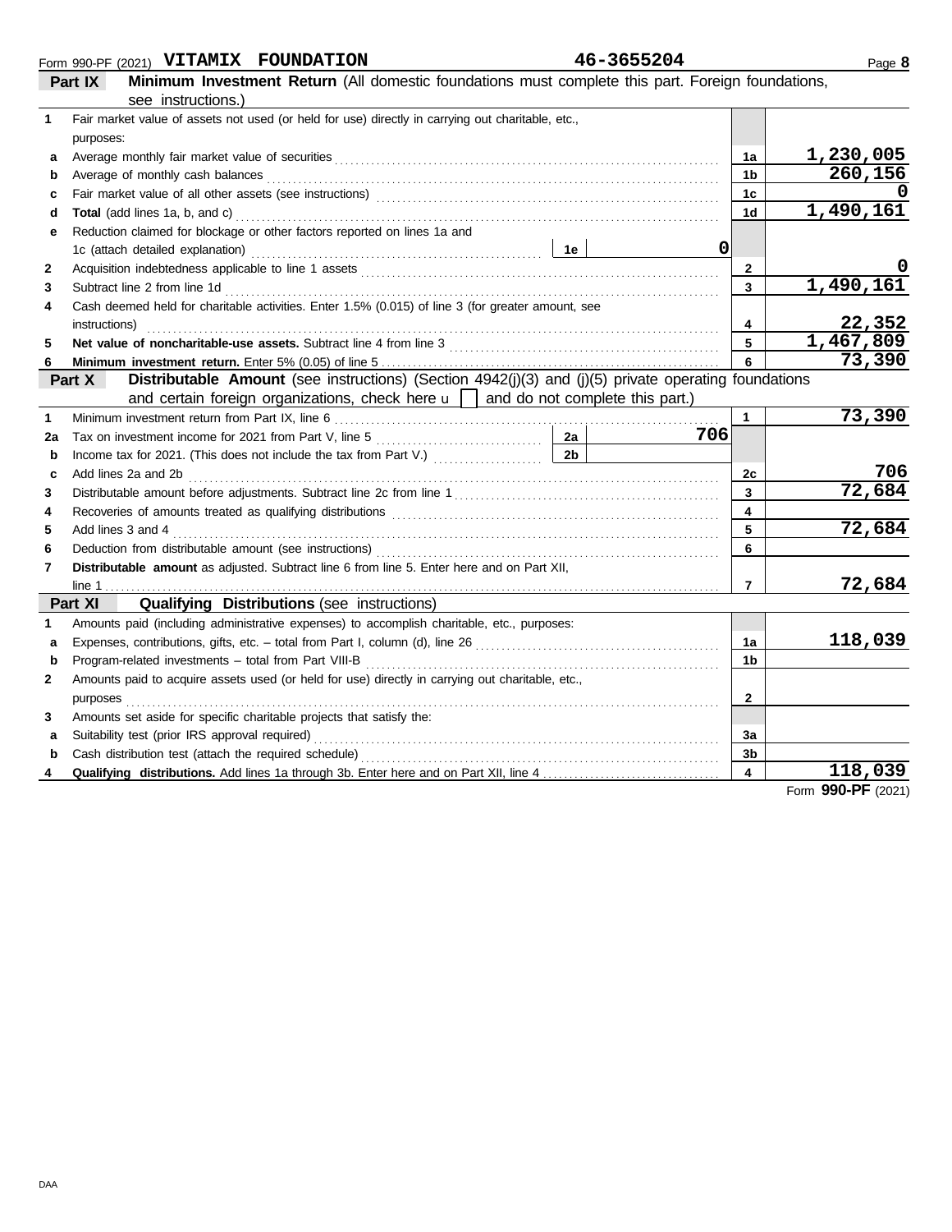Form 990-PF (2021) **VITAMIX FOUNDATION** **46-3655204** Page **8**

**Part IX** **Minimum Investment Return** (All domestic foundations must complete this part. Foreign foundations, see instructions.)

| | | | | | |
|---|---|---|---|---|---|
| **1** | Fair market value of assets not used (or held for use) directly in carrying out charitable, etc., purposes: | | | | |
| **a** | Average monthly fair market value of securities | | | 1a | 1,230,005 |
| **b** | Average of monthly cash balances | | | 1b | 260,156 |
| **c** | Fair market value of all other assets (see instructions) | | | 1c | 0 |
| **d** | **Total** (add lines 1a, b, and c) | | | 1d | 1,490,161 |
| **e** | Reduction claimed for blockage or other factors reported on lines 1a and 1c (attach detailed explanation) | 1e | 0 | | |
| **2** | Acquisition indebtedness applicable to line 1 assets | | | 2 | 0 |
| **3** | Subtract line 2 from line 1d | | | 3 | 1,490,161 |
| **4** | Cash deemed held for charitable activities. Enter 1.5% (0.015) of line 3 (for greater amount, see instructions) | | | 4 | 22,352 |
| **5** | **Net value of noncharitable-use assets.** Subtract line 4 from line 3 | | | 5 | 1,467,809 |
| **6** | **Minimum investment return.** Enter 5% (0.05) of line 5 | | | 6 | 73,390 |

**Part X** **Distributable Amount** (see instructions) (Section 4942(j)(3) and (j)(5) private operating foundations and certain foreign organizations, check here ☐ and do not complete this part.)

| | | | | | |
|---|---|---|---|---|---|
| **1** | Minimum investment return from Part IX, line 6 | | | 1 | 73,390 |
| **2a** | Tax on investment income for 2021 from Part V, line 5 | 2a | 706 | | |
| **b** | Income tax for 2021. (This does not include the tax from Part V.) | 2b | | | |
| **c** | Add lines 2a and 2b | | | 2c | 706 |
| **3** | Distributable amount before adjustments. Subtract line 2c from line 1 | | | 3 | 72,684 |
| **4** | Recoveries of amounts treated as qualifying distributions | | | 4 | |
| **5** | Add lines 3 and 4 | | | 5 | 72,684 |
| **6** | Deduction from distributable amount (see instructions) | | | 6 | |
| **7** | **Distributable amount** as adjusted. Subtract line 6 from line 5. Enter here and on Part XII, line 1 | | | 7 | 72,684 |

**Part XI** **Qualifying Distributions** (see instructions)

| | | | |
|---|---|---|---|
| **1** | Amounts paid (including administrative expenses) to accomplish charitable, etc., purposes: | | |
| **a** | Expenses, contributions, gifts, etc. – total from Part I, column (d), line 26 | 1a | 118,039 |
| **b** | Program-related investments – total from Part VIII-B | 1b | |
| **2** | Amounts paid to acquire assets used (or held for use) directly in carrying out charitable, etc., purposes | 2 | |
| **3** | Amounts set aside for specific charitable projects that satisfy the: | | |
| **a** | Suitability test (prior IRS approval required) | 3a | |
| **b** | Cash distribution test (attach the required schedule) | 3b | |
| **4** | **Qualifying distributions.** Add lines 1a through 3b. Enter here and on Part XII, line 4 | 4 | 118,039 |

Form **990-PF** (2021)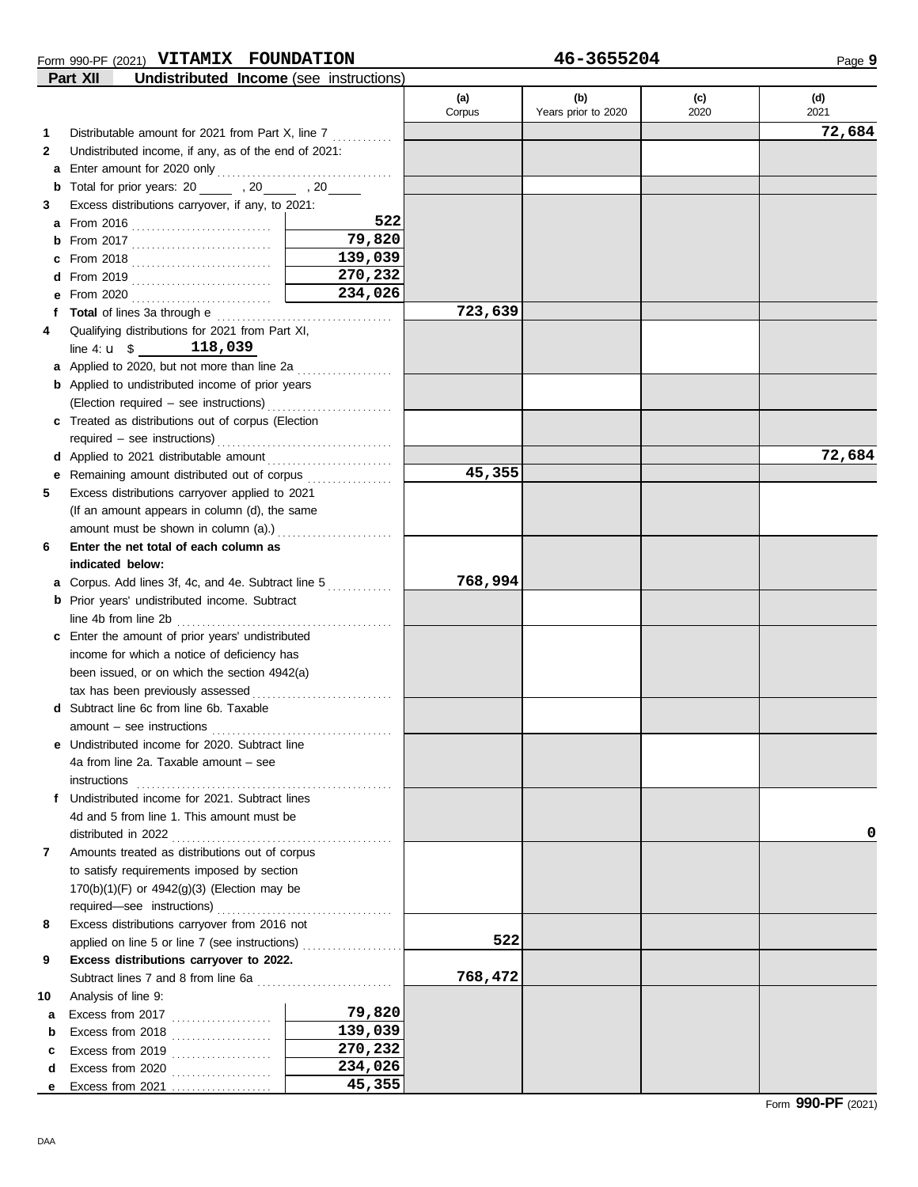Form 990-PF (2021) **VITAMIX FOUNDATION** **46-3655204**

**Part XII** **Undistributed Income** (see instructions)

| | | | (a) Corpus | (b) Years prior to 2020 | (c) 2020 | (d) 2021 |
|---|---|---|---|---|---|---|
| **1** | Distributable amount for 2021 from Part X, line 7 | | | | | **72,684** |
| **2** | Undistributed income, if any, as of the end of 2021: | | | | | |
| **a** | Enter amount for 2020 only | | | | | |
| **b** | Total for prior years: 20 ____ , 20 ____ , 20 ____ | | | | | |
| **3** | Excess distributions carryover, if any, to 2021: | | | | | |
| **a** | From 2016 | **522** | | | | |
| **b** | From 2017 | **79,820** | | | | |
| **c** | From 2018 | **139,039** | | | | |
| **d** | From 2019 | **270,232** | | | | |
| **e** | From 2020 | **234,026** | | | | |
| **f** | **Total** of lines 3a through e | | **723,639** | | | |
| **4** | Qualifying distributions for 2021 from Part XI, line 4: u $ **118,039** | | | | | |
| **a** | Applied to 2020, but not more than line 2a | | | | | |
| **b** | Applied to undistributed income of prior years (Election required – see instructions) | | | | | |
| **c** | Treated as distributions out of corpus (Election required – see instructions) | | | | | |
| **d** | Applied to 2021 distributable amount | | | | | **72,684** |
| **e** | Remaining amount distributed out of corpus | | **45,355** | | | |
| **5** | Excess distributions carryover applied to 2021 (If an amount appears in column (d), the same amount must be shown in column (a).) | | | | | |
| **6** | **Enter the net total of each column as indicated below:** | | | | | |
| **a** | Corpus. Add lines 3f, 4c, and 4e. Subtract line 5 | | **768,994** | | | |
| **b** | Prior years' undistributed income. Subtract line 4b from line 2b | | | | | |
| **c** | Enter the amount of prior years' undistributed income for which a notice of deficiency has been issued, or on which the section 4942(a) tax has been previously assessed | | | | | |
| **d** | Subtract line 6c from line 6b. Taxable amount – see instructions | | | | | |
| **e** | Undistributed income for 2020. Subtract line 4a from line 2a. Taxable amount – see instructions | | | | | |
| **f** | Undistributed income for 2021. Subtract lines 4d and 5 from line 1. This amount must be distributed in 2022 | | | | | **0** |
| **7** | Amounts treated as distributions out of corpus to satisfy requirements imposed by section 170(b)(1)(F) or 4942(g)(3) (Election may be required—see instructions) | | | | | |
| **8** | Excess distributions carryover from 2016 not applied on line 5 or line 7 (see instructions) | | **522** | | | |
| **9** | **Excess distributions carryover to 2022.** Subtract lines 7 and 8 from line 6a | | **768,472** | | | |
| **10** | Analysis of line 9: | | | | | |
| **a** | Excess from 2017 | **79,820** | | | | |
| **b** | Excess from 2018 | **139,039** | | | | |
| **c** | Excess from 2019 | **270,232** | | | | |
| **d** | Excess from 2020 | **234,026** | | | | |
| **e** | Excess from 2021 | **45,355** | | | | |

Form **990-PF** (2021)

DAA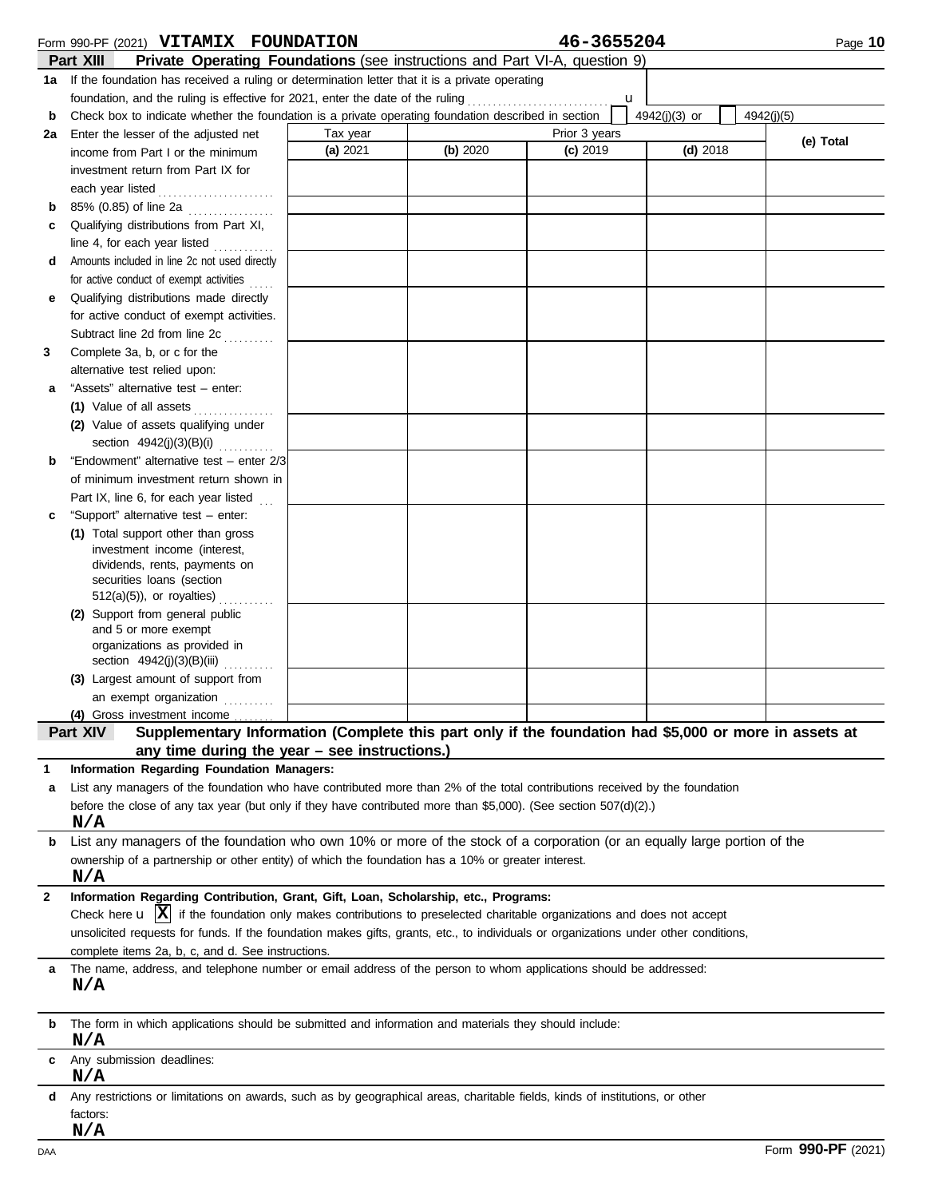Form 990-PF (2021) **VITAMIX FOUNDATION** **46-3655204**

## Part XIII Private Operating Foundations (see instructions and Part VI-A, question 9)

**1a** If the foundation has received a ruling or determination letter that it is a private operating foundation, and the ruling is effective for 2021, enter the date of the ruling . . . . . . . . . . u

**b** Check box to indicate whether the foundation is a private operating foundation described in section ☐ 4942(j)(3) or ☐ 4942(j)(5)

| | Tax year | Prior 3 years | | | (e) Total |
|---|---|---|---|---|---|
| | (a) 2021 | (b) 2020 | (c) 2019 | (d) 2018 | |
| **2a** Enter the lesser of the adjusted net income from Part I or the minimum investment return from Part IX for each year listed | | | | | |
| **b** 85% (0.85) of line 2a | | | | | |
| **c** Qualifying distributions from Part XI, line 4, for each year listed | | | | | |
| **d** Amounts included in line 2c not used directly for active conduct of exempt activities | | | | | |
| **e** Qualifying distributions made directly for active conduct of exempt activities. Subtract line 2d from line 2c | | | | | |
| **3** Complete 3a, b, or c for the alternative test relied upon: | | | | | |
| **a** "Assets" alternative test – enter: (1) Value of all assets | | | | | |
| (2) Value of assets qualifying under section 4942(j)(3)(B)(i) | | | | | |
| **b** "Endowment" alternative test – enter 2/3 of minimum investment return shown in Part IX, line 6, for each year listed | | | | | |
| **c** "Support" alternative test – enter: (1) Total support other than gross investment income (interest, dividends, rents, payments on securities loans (section 512(a)(5)), or royalties) | | | | | |
| (2) Support from general public and 5 or more exempt organizations as provided in section 4942(j)(3)(B)(iii) | | | | | |
| (3) Largest amount of support from an exempt organization | | | | | |
| (4) Gross investment income | | | | | |

## Part XIV Supplementary Information (Complete this part only if the foundation had $5,000 or more in assets at any time during the year – see instructions.)

**1 Information Regarding Foundation Managers:**

**a** List any managers of the foundation who have contributed more than 2% of the total contributions received by the foundation before the close of any tax year (but only if they have contributed more than $5,000). (See section 507(d)(2).)

**N/A**

**b** List any managers of the foundation who own 10% or more of the stock of a corporation (or an equally large portion of the ownership of a partnership or other entity) of which the foundation has a 10% or greater interest.

**N/A**

**2 Information Regarding Contribution, Grant, Gift, Loan, Scholarship, etc., Programs:**

Check here u ☒ if the foundation only makes contributions to preselected charitable organizations and does not accept unsolicited requests for funds. If the foundation makes gifts, grants, etc., to individuals or organizations under other conditions, complete items 2a, b, c, and d. See instructions.

**a** The name, address, and telephone number or email address of the person to whom applications should be addressed:

**N/A**

**b** The form in which applications should be submitted and information and materials they should include:

**N/A**

**c** Any submission deadlines:

**N/A**

**d** Any restrictions or limitations on awards, such as by geographical areas, charitable fields, kinds of institutions, or other factors:

**N/A**

DAA Form **990-PF** (2021)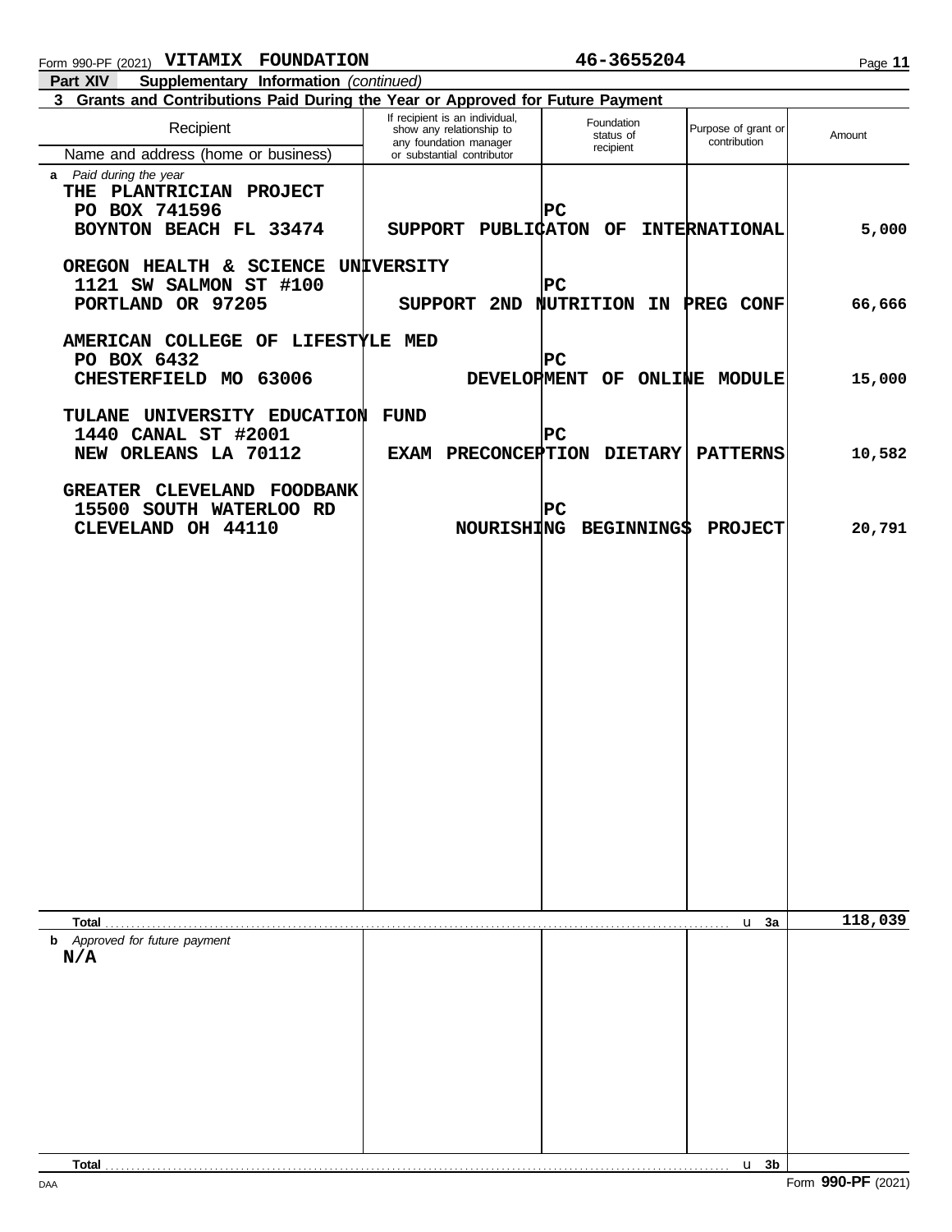Form 990-PF (2021) **VITAMIX FOUNDATION** **46-3655204**

**Part XIV** **Supplementary Information** *(continued)*

**3 Grants and Contributions Paid During the Year or Approved for Future Payment**

| Recipient<br>Name and address (home or business) | If recipient is an individual, show any relationship to any foundation manager or substantial contributor | Foundation status of recipient | Purpose of grant or contribution | Amount |
|---|---|---|---|---|
| *a Paid during the year* | | | | |
| THE PLANTRICIAN PROJECT<br>PO BOX 741596<br>BOYNTON BEACH FL 33474 | | PC | SUPPORT PUBLICATON OF INTERNATIONAL | 5,000 |
| OREGON HEALTH & SCIENCE UNIVERSITY<br>1121 SW SALMON ST #100<br>PORTLAND OR 97205 | | PC | SUPPORT 2ND NUTRITION IN PREG CONF | 66,666 |
| AMERICAN COLLEGE OF LIFESTYLE MED<br>PO BOX 6432<br>CHESTERFIELD MO 63006 | | PC | DEVELOPMENT OF ONLINE MODULE | 15,000 |
| TULANE UNIVERSITY EDUCATION FUND<br>1440 CANAL ST #2001<br>NEW ORLEANS LA 70112 | | PC | EXAM PRECONCEPTION DIETARY PATTERNS | 10,582 |
| GREATER CLEVELAND FOODBANK<br>15500 SOUTH WATERLOO RD<br>CLEVELAND OH 44110 | | PC | NOURISHING BEGINNINGS PROJECT | 20,791 |
| **Total** ▶ 3a | | | | 118,039 |
| *b Approved for future payment*<br>N/A | | | | |
| **Total** ▶ 3b | | | | |

DAA Form **990-PF** (2021)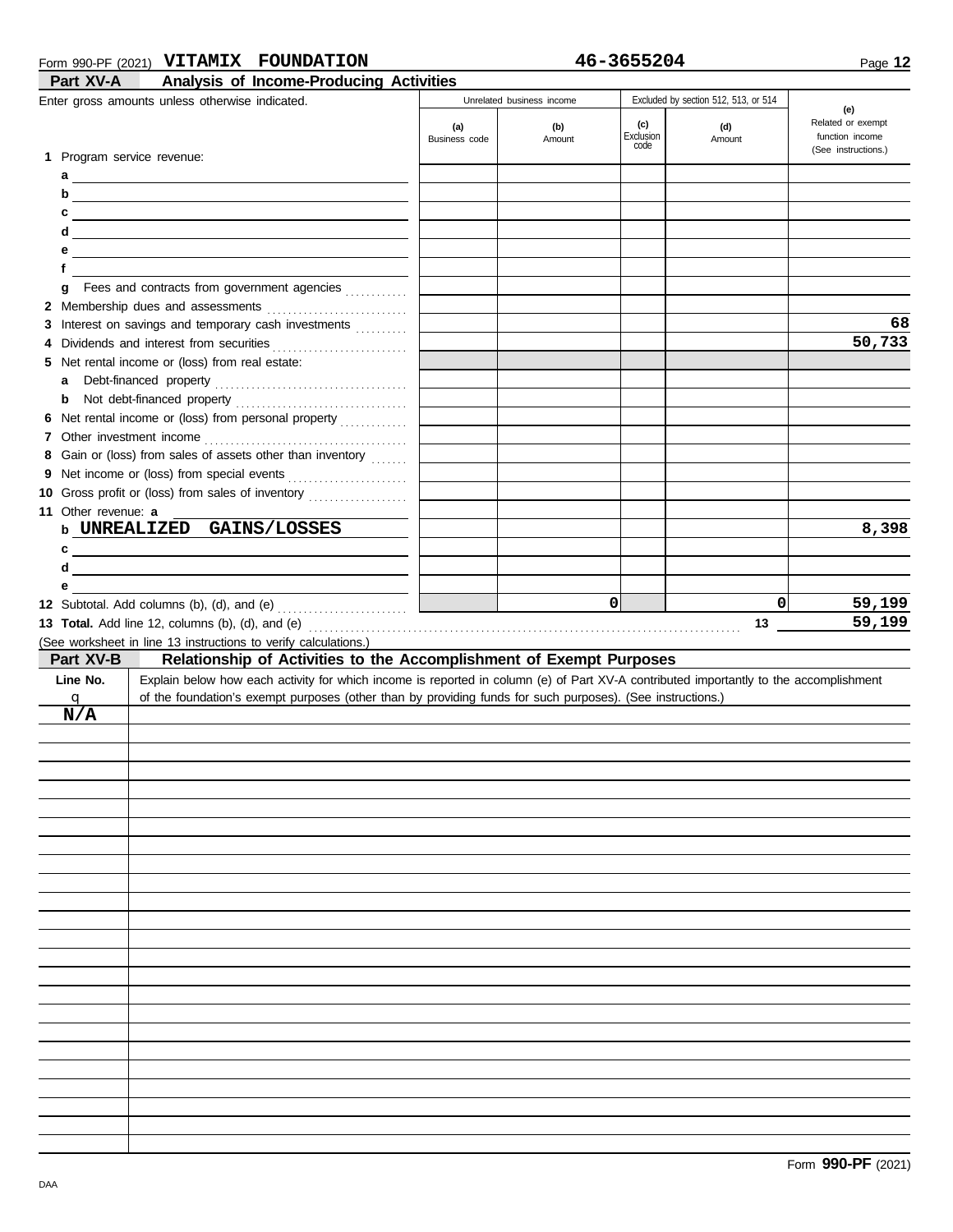Form 990-PF (2021) **VITAMIX FOUNDATION** **46-3655204** Page **12**

## Part XV-A Analysis of Income-Producing Activities

Enter gross amounts unless otherwise indicated.

| | Unrelated business income | | Excluded by section 512, 513, or 514 | | (e) |
|---|---|---|---|---|---|
| | (a) Business code | (b) Amount | (c) Exclusion code | (d) Amount | Related or exempt function income (See instructions.) |
| **1** Program service revenue: | | | | | |
| a | | | | | |
| b | | | | | |
| c | | | | | |
| d | | | | | |
| e | | | | | |
| f | | | | | |
| g Fees and contracts from government agencies | | | | | |
| **2** Membership dues and assessments | | | | | |
| **3** Interest on savings and temporary cash investments | | | | | 68 |
| **4** Dividends and interest from securities | | | | | 50,733 |
| **5** Net rental income or (loss) from real estate: | | | | | |
| a Debt-financed property | | | | | |
| b Not debt-financed property | | | | | |
| **6** Net rental income or (loss) from personal property | | | | | |
| **7** Other investment income | | | | | |
| **8** Gain or (loss) from sales of assets other than inventory | | | | | |
| **9** Net income or (loss) from special events | | | | | |
| **10** Gross profit or (loss) from sales of inventory | | | | | |
| **11** Other revenue: a | | | | | |
| b UNREALIZED GAINS/LOSSES | | | | | 8,398 |
| c | | | | | |
| d | | | | | |
| e | | | | | |
| **12** Subtotal. Add columns (b), (d), and (e) | | 0 | | 0 | 59,199 |
| **13 Total.** Add line 12, columns (b), (d), and (e) — 13 | | | | | 59,199 |

(See worksheet in line 13 instructions to verify calculations.)

## Part XV-B Relationship of Activities to the Accomplishment of Exempt Purposes

| Line No. q | Explain below how each activity for which income is reported in column (e) of Part XV-A contributed importantly to the accomplishment of the foundation's exempt purposes (other than by providing funds for such purposes). (See instructions.) |
|---|---|
| N/A | |

Form **990-PF** (2021)

DAA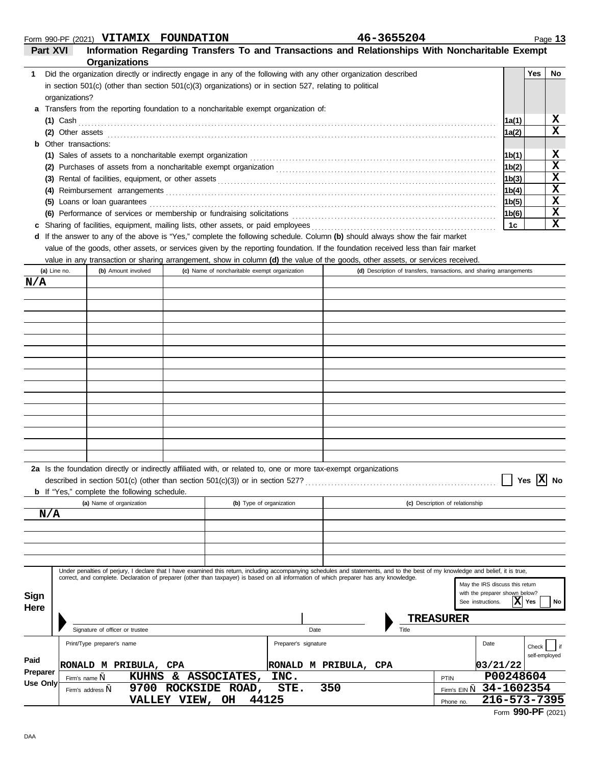Form 990-PF (2021) **VITAMIX FOUNDATION** **46-3655204**

## Part XVI Information Regarding Transfers To and Transactions and Relationships With Noncharitable Exempt Organizations

| | | Yes | No |
|---|---|---|---|
| **1** Did the organization directly or indirectly engage in any of the following with any other organization described in section 501(c) (other than section 501(c)(3) organizations) or in section 527, relating to political organizations? | | | |
| **a** Transfers from the reporting foundation to a noncharitable exempt organization of: | | | |
| **(1)** Cash | 1a(1) | | X |
| **(2)** Other assets | 1a(2) | | X |
| **b** Other transactions: | | | |
| **(1)** Sales of assets to a noncharitable exempt organization | 1b(1) | | X |
| **(2)** Purchases of assets from a noncharitable exempt organization | 1b(2) | | X |
| **(3)** Rental of facilities, equipment, or other assets | 1b(3) | | X |
| **(4)** Reimbursement arrangements | 1b(4) | | X |
| **(5)** Loans or loan guarantees | 1b(5) | | X |
| **(6)** Performance of services or membership or fundraising solicitations | 1b(6) | | X |
| **c** Sharing of facilities, equipment, mailing lists, other assets, or paid employees | 1c | | X |

**d** If the answer to any of the above is "Yes," complete the following schedule. Column **(b)** should always show the fair market value of the goods, other assets, or services given by the reporting foundation. If the foundation received less than fair market value in any transaction or sharing arrangement, show in column **(d)** the value of the goods, other assets, or services received.

| (a) Line no. | (b) Amount involved | (c) Name of noncharitable exempt organization | (d) Description of transfers, transactions, and sharing arrangements |
|---|---|---|---|
| N/A | | | |

**2a** Is the foundation directly or indirectly affiliated with, or related to, one or more tax-exempt organizations described in section 501(c) (other than section 501(c)(3)) or in section 527? ☐ Yes ☒ No

**b** If "Yes," complete the following schedule.

| (a) Name of organization | (b) Type of organization | (c) Description of relationship |
|---|---|---|
| N/A | | |

**Sign Here**

Under penalties of perjury, I declare that I have examined this return, including accompanying schedules and statements, and to the best of my knowledge and belief, it is true, correct, and complete. Declaration of preparer (other than taxpayer) is based on all information of which preparer has any knowledge.

May the IRS discuss this return with the preparer shown below? See instructions. ☒ Yes ☐ No

Signature of officer or trustee | Date | Title: **TREASURER**

**Paid Preparer Use Only**

| Print/Type preparer's name | Preparer's signature | Date | Check ☐ if self-employed | PTIN |
|---|---|---|---|---|
| RONALD M PRIBULA, CPA | RONALD M PRIBULA, CPA | 03/21/22 | | P00248604 |

Firm's name: KUHNS & ASSOCIATES, INC. | Firm's EIN: 34-1602354

Firm's address: 9700 ROCKSIDE ROAD, STE. 350, VALLEY VIEW, OH 44125 | Phone no.: 216-573-7395

Form **990-PF** (2021)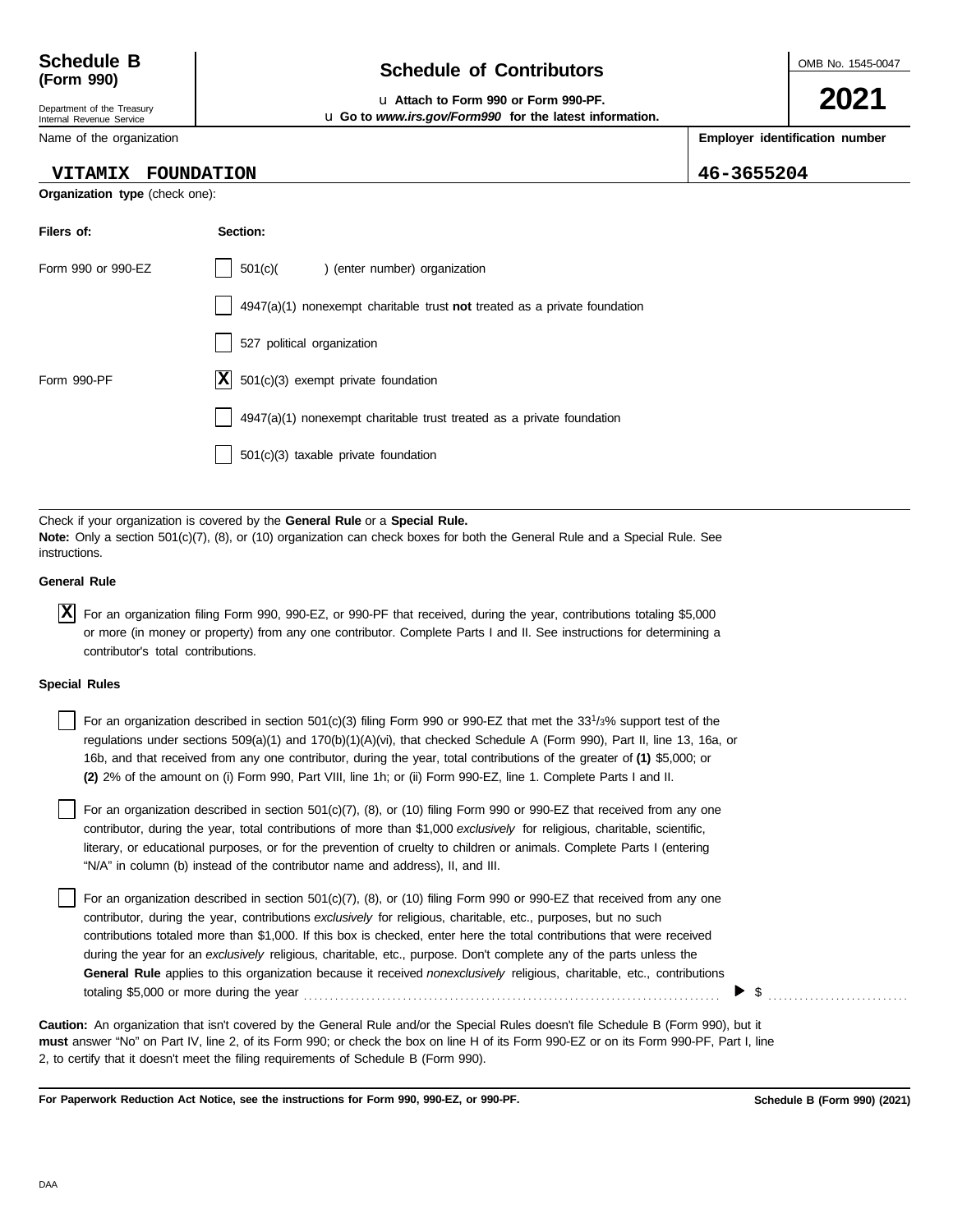**Schedule B (Form 990)**

Department of the Treasury
Internal Revenue Service

# Schedule of Contributors

u **Attach to Form 990 or Form 990-PF.**
u **Go to *www.irs.gov/Form990* for the latest information.**

OMB No. 1545-0047

**2021**

| Name of the organization | Employer identification number |
|---|---|
| VITAMIX FOUNDATION | 46-3655204 |

**Organization type** (check one):

| Filers of: | Section: |
|---|---|
| Form 990 or 990-EZ | ☐ 501(c)( ) (enter number) organization |
| | ☐ 4947(a)(1) nonexempt charitable trust **not** treated as a private foundation |
| | ☐ 527 political organization |
| Form 990-PF | ☒ 501(c)(3) exempt private foundation |
| | ☐ 4947(a)(1) nonexempt charitable trust treated as a private foundation |
| | ☐ 501(c)(3) taxable private foundation |

Check if your organization is covered by the **General Rule** or a **Special Rule.**
**Note:** Only a section 501(c)(7), (8), or (10) organization can check boxes for both the General Rule and a Special Rule. See instructions.

**General Rule**

☒ For an organization filing Form 990, 990-EZ, or 990-PF that received, during the year, contributions totaling $5,000 or more (in money or property) from any one contributor. Complete Parts I and II. See instructions for determining a contributor's total contributions.

**Special Rules**

☐ For an organization described in section 501(c)(3) filing Form 990 or 990-EZ that met the $33^1/_3$% support test of the regulations under sections 509(a)(1) and 170(b)(1)(A)(vi), that checked Schedule A (Form 990), Part II, line 13, 16a, or 16b, and that received from any one contributor, during the year, total contributions of the greater of **(1)** $5,000; or **(2)** 2% of the amount on (i) Form 990, Part VIII, line 1h; or (ii) Form 990-EZ, line 1. Complete Parts I and II.

☐ For an organization described in section 501(c)(7), (8), or (10) filing Form 990 or 990-EZ that received from any one contributor, during the year, total contributions of more than $1,000 *exclusively* for religious, charitable, scientific, literary, or educational purposes, or for the prevention of cruelty to children or animals. Complete Parts I (entering "N/A" in column (b) instead of the contributor name and address), II, and III.

☐ For an organization described in section 501(c)(7), (8), or (10) filing Form 990 or 990-EZ that received from any one contributor, during the year, contributions *exclusively* for religious, charitable, etc., purposes, but no such contributions totaled more than $1,000. If this box is checked, enter here the total contributions that were received during the year for an *exclusively* religious, charitable, etc., purpose. Don't complete any of the parts unless the **General Rule** applies to this organization because it received *nonexclusively* religious, charitable, etc., contributions totaling $5,000 or more during the year . . . . . . . . . . ▶ $ . . . . . . . . . .

**Caution:** An organization that isn't covered by the General Rule and/or the Special Rules doesn't file Schedule B (Form 990), but it **must** answer "No" on Part IV, line 2, of its Form 990; or check the box on line H of its Form 990-EZ or on its Form 990-PF, Part I, line 2, to certify that it doesn't meet the filing requirements of Schedule B (Form 990).

**For Paperwork Reduction Act Notice, see the instructions for Form 990, 990-EZ, or 990-PF.** **Schedule B (Form 990) (2021)**

DAA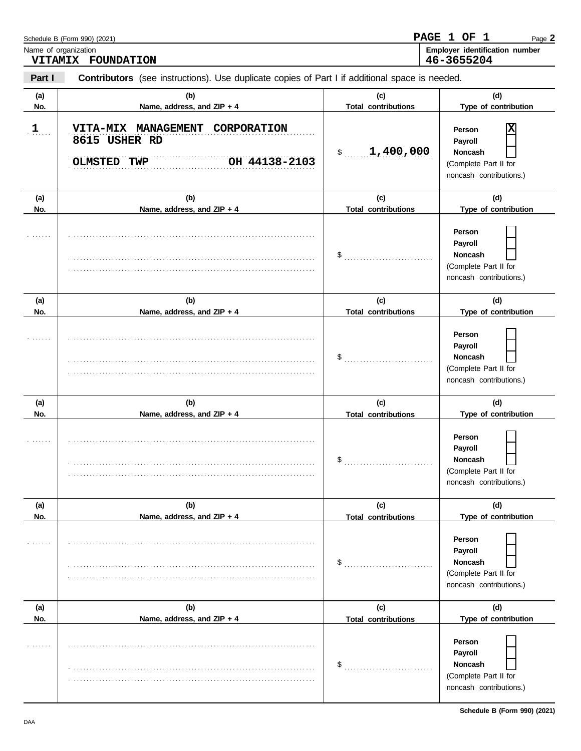Name of organization: **VITAMIX FOUNDATION**

Employer identification number: **46-3655204**

## Part I — Contributors (see instructions). Use duplicate copies of Part I if additional space is needed.

| (a) No. | (b) Name, address, and ZIP + 4 | (c) Total contributions | (d) Type of contribution |
|---|---|---|---|
| 1 | VITA-MIX MANAGEMENT CORPORATION<br>8615 USHER RD<br>OLMSTED TWP OH 44138-2103 | $ 1,400,000 | Person [X]<br>Payroll [ ]<br>Noncash [ ]<br>(Complete Part II for noncash contributions.) |
| | | $ | Person [ ]<br>Payroll [ ]<br>Noncash [ ]<br>(Complete Part II for noncash contributions.) |
| | | $ | Person [ ]<br>Payroll [ ]<br>Noncash [ ]<br>(Complete Part II for noncash contributions.) |
| | | $ | Person [ ]<br>Payroll [ ]<br>Noncash [ ]<br>(Complete Part II for noncash contributions.) |
| | | $ | Person [ ]<br>Payroll [ ]<br>Noncash [ ]<br>(Complete Part II for noncash contributions.) |
| | | $ | Person [ ]<br>Payroll [ ]<br>Noncash [ ]<br>(Complete Part II for noncash contributions.) |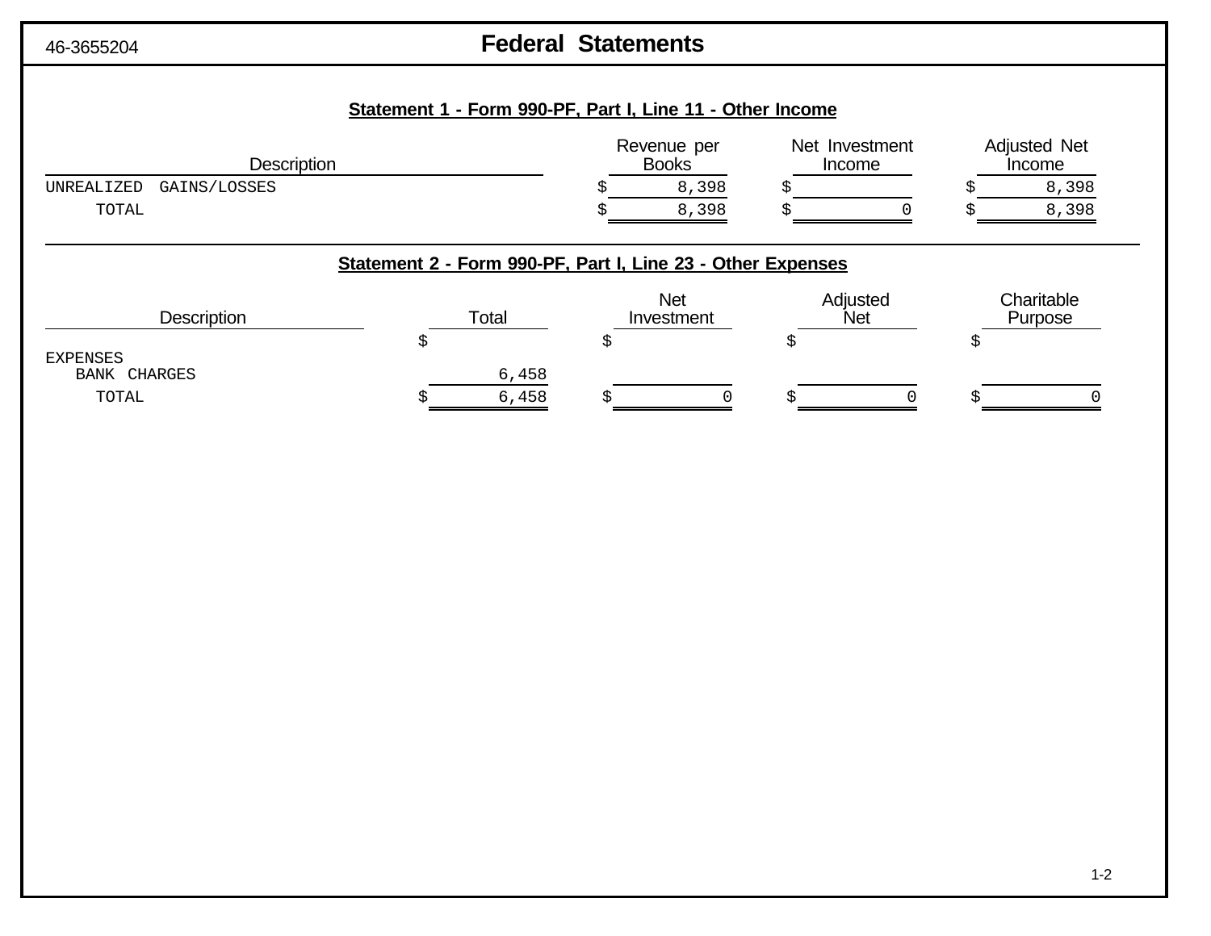46-3655204

# Federal Statements

## Statement 1 - Form 990-PF, Part I, Line 11 - Other Income

| Description | Revenue per Books | Net Investment Income | Adjusted Net Income |
|---|---|---|---|
| UNREALIZED GAINS/LOSSES | $ 8,398 | $ | $ 8,398 |
| TOTAL | $ 8,398 | $ 0 | $ 8,398 |

## Statement 2 - Form 990-PF, Part I, Line 23 - Other Expenses

| Description | Total | Net Investment | Adjusted Net | Charitable Purpose |
|---|---|---|---|---|
| | $ | $ | $ | $ |
| EXPENSES | | | | |
| BANK CHARGES | 6,458 | | | |
| TOTAL | $ 6,458 | $ 0 | $ 0 | $ 0 |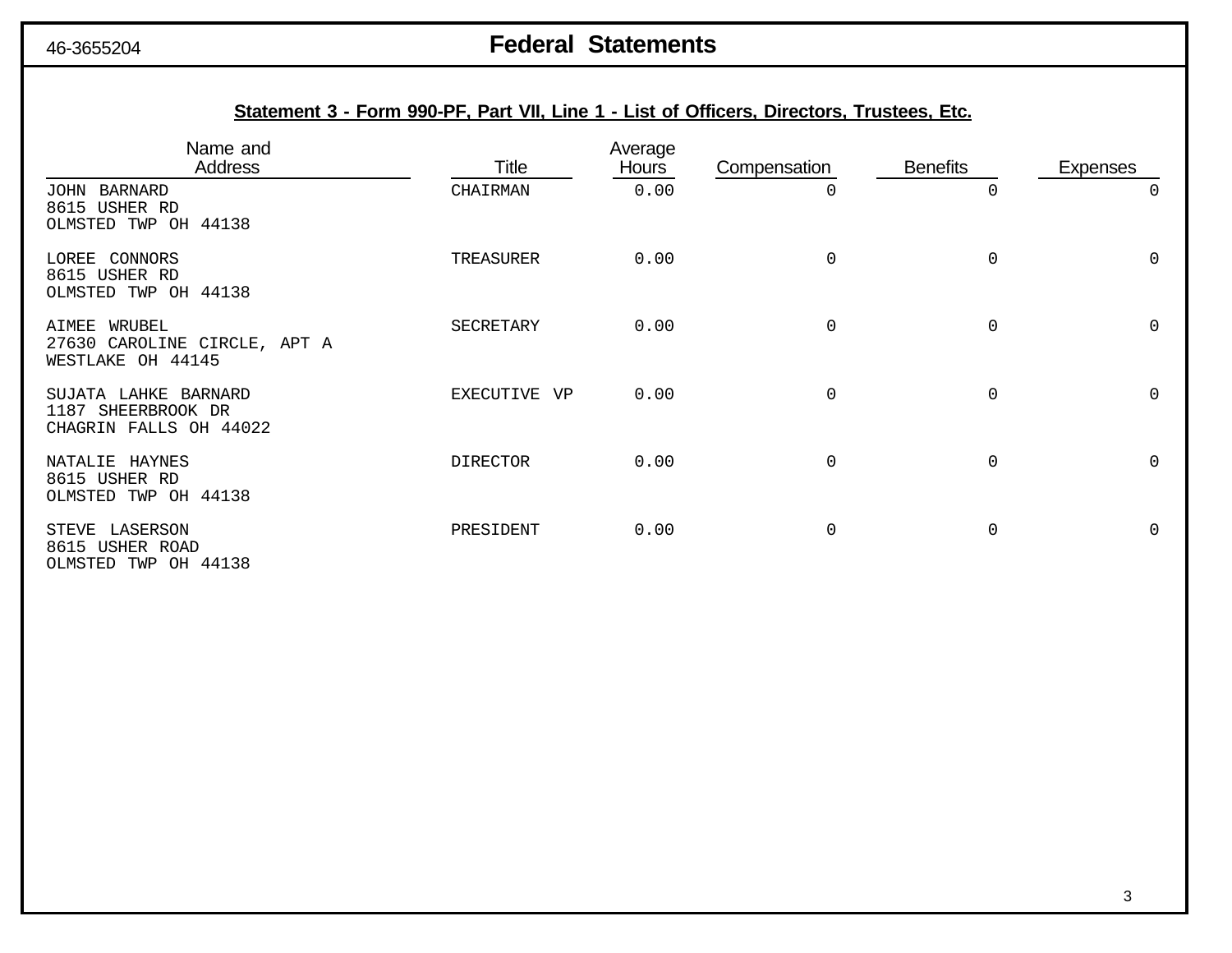46-3655204

# Federal Statements

## Statement 3 - Form 990-PF, Part VII, Line 1 - List of Officers, Directors, Trustees, Etc.

| Name and Address | Title | Average Hours | Compensation | Benefits | Expenses |
|---|---|---|---|---|---|
| JOHN BARNARD<br>8615 USHER RD<br>OLMSTED TWP OH 44138 | CHAIRMAN | 0.00 | 0 | 0 | 0 |
| LOREE CONNORS<br>8615 USHER RD<br>OLMSTED TWP OH 44138 | TREASURER | 0.00 | 0 | 0 | 0 |
| AIMEE WRUBEL<br>27630 CAROLINE CIRCLE, APT A<br>WESTLAKE OH 44145 | SECRETARY | 0.00 | 0 | 0 | 0 |
| SUJATA LAHKE BARNARD<br>1187 SHEERBROOK DR<br>CHAGRIN FALLS OH 44022 | EXECUTIVE VP | 0.00 | 0 | 0 | 0 |
| NATALIE HAYNES<br>8615 USHER RD<br>OLMSTED TWP OH 44138 | DIRECTOR | 0.00 | 0 | 0 | 0 |
| STEVE LASERSON<br>8615 USHER ROAD<br>OLMSTED TWP OH 44138 | PRESIDENT | 0.00 | 0 | 0 | 0 |